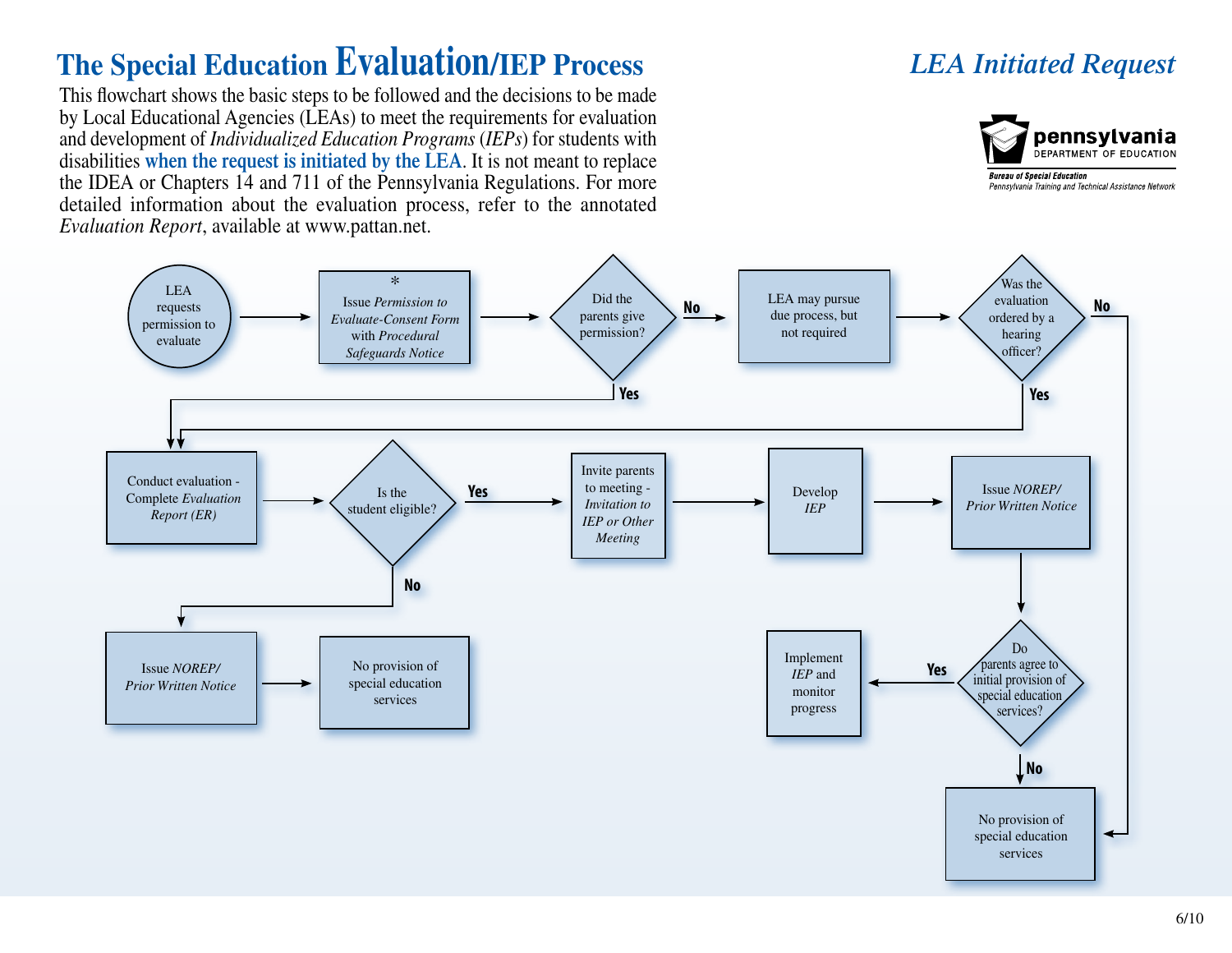# The Special Education Evaluation/IEP Process

## *LEA Initiated Request*

pennsylvania
DEPARTMENT OF EDUCATION

*Bureau of Special Education*
*Pennsylvania Training and Technical Assistance Network*

This flowchart shows the basic steps to be followed and the decisions to be made by Local Educational Agencies (LEAs) to meet the requirements for evaluation and development of *Individualized Education Programs* (*IEPs*) for students with disabilities **when the request is initiated by the LEA**. It is not meant to replace the IDEA or Chapters 14 and 711 of the Pennsylvania Regulations. For more detailed information about the evaluation process, refer to the annotated *Evaluation Report*, available at www.pattan.net.

1. LEA requests permission to evaluate → 
2. \* Issue *Permission to Evaluate-Consent Form* with *Procedural Safeguards Notice* →
3. Did the parents give permission?
   - **No** → LEA may pursue due process, but not required → Was the evaluation ordered by a hearing officer?
     - **Yes** → Conduct evaluation
     - **No** → No provision of special education services
   - **Yes** → Conduct evaluation
4. Conduct evaluation - Complete *Evaluation Report (ER)* →
5. Is the student eligible?
   - **No** → Issue *NOREP/ Prior Written Notice* → No provision of special education services
   - **Yes** → Invite parents to meeting - *Invitation to IEP or Other Meeting* → Develop *IEP* → Issue *NOREP/ Prior Written Notice* →
6. Do parents agree to initial provision of special education services?
   - **Yes** → Implement *IEP* and monitor progress
   - **No** → No provision of special education services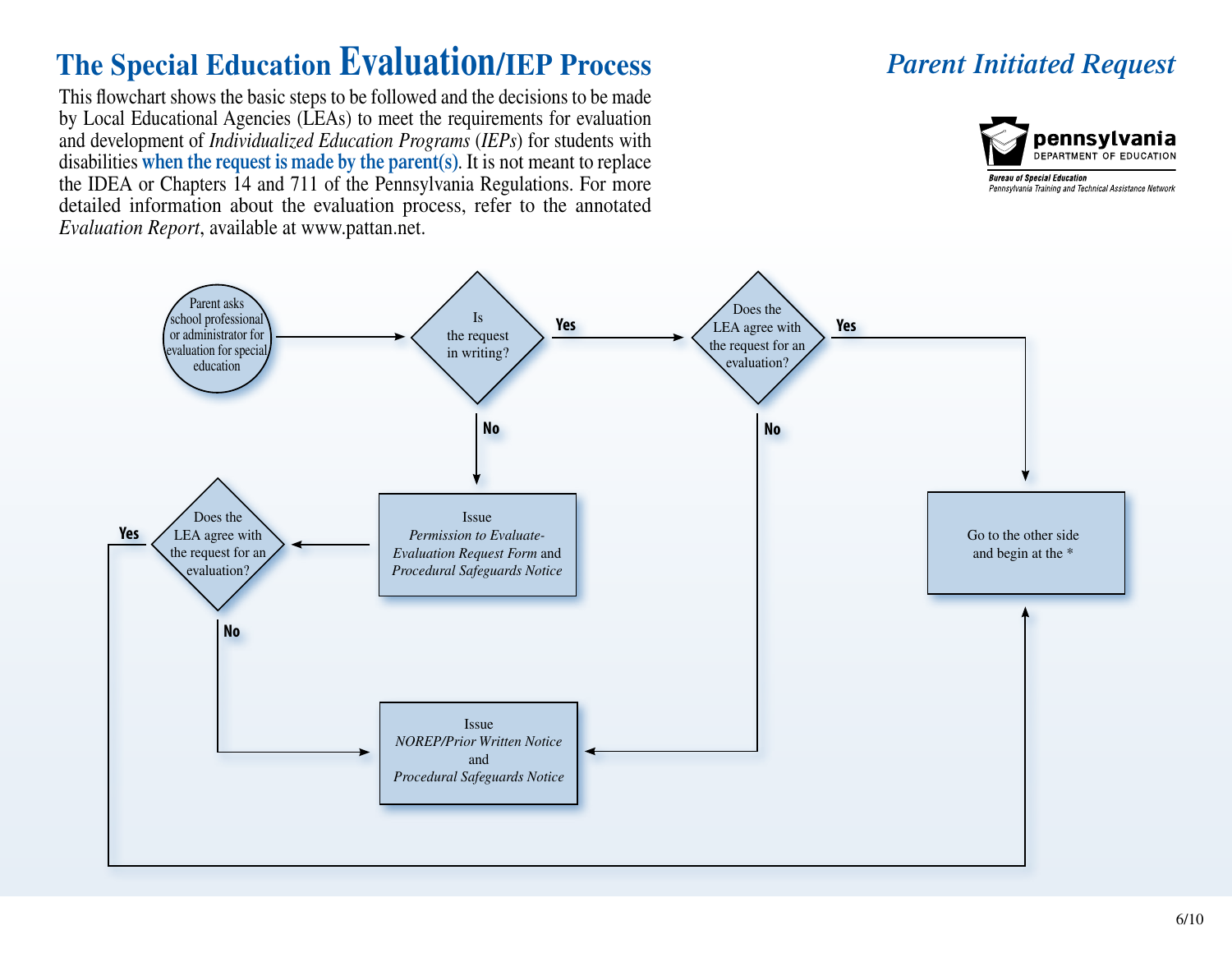# The Special Education Evaluation/IEP Process

*Parent Initiated Request*

pennsylvania
DEPARTMENT OF EDUCATION

*Bureau of Special Education*
*Pennsylvania Training and Technical Assistance Network*

This flowchart shows the basic steps to be followed and the decisions to be made by Local Educational Agencies (LEAs) to meet the requirements for evaluation and development of *Individualized Education Programs* (*IEPs*) for students with disabilities **when the request is made by the parent(s)**. It is not meant to replace the IDEA or Chapters 14 and 711 of the Pennsylvania Regulations. For more detailed information about the evaluation process, refer to the annotated *Evaluation Report*, available at www.pattan.net.

Parent asks school professional or administrator for evaluation for special education

Is the request in writing?

Yes

No

Does the LEA agree with the request for an evaluation?

Yes

No

Go to the other side and begin at the *

Issue *Permission to Evaluate-Evaluation Request Form* and *Procedural Safeguards Notice*

Does the LEA agree with the request for an evaluation?

Yes

No

Issue *NOREP/Prior Written Notice* and *Procedural Safeguards Notice*